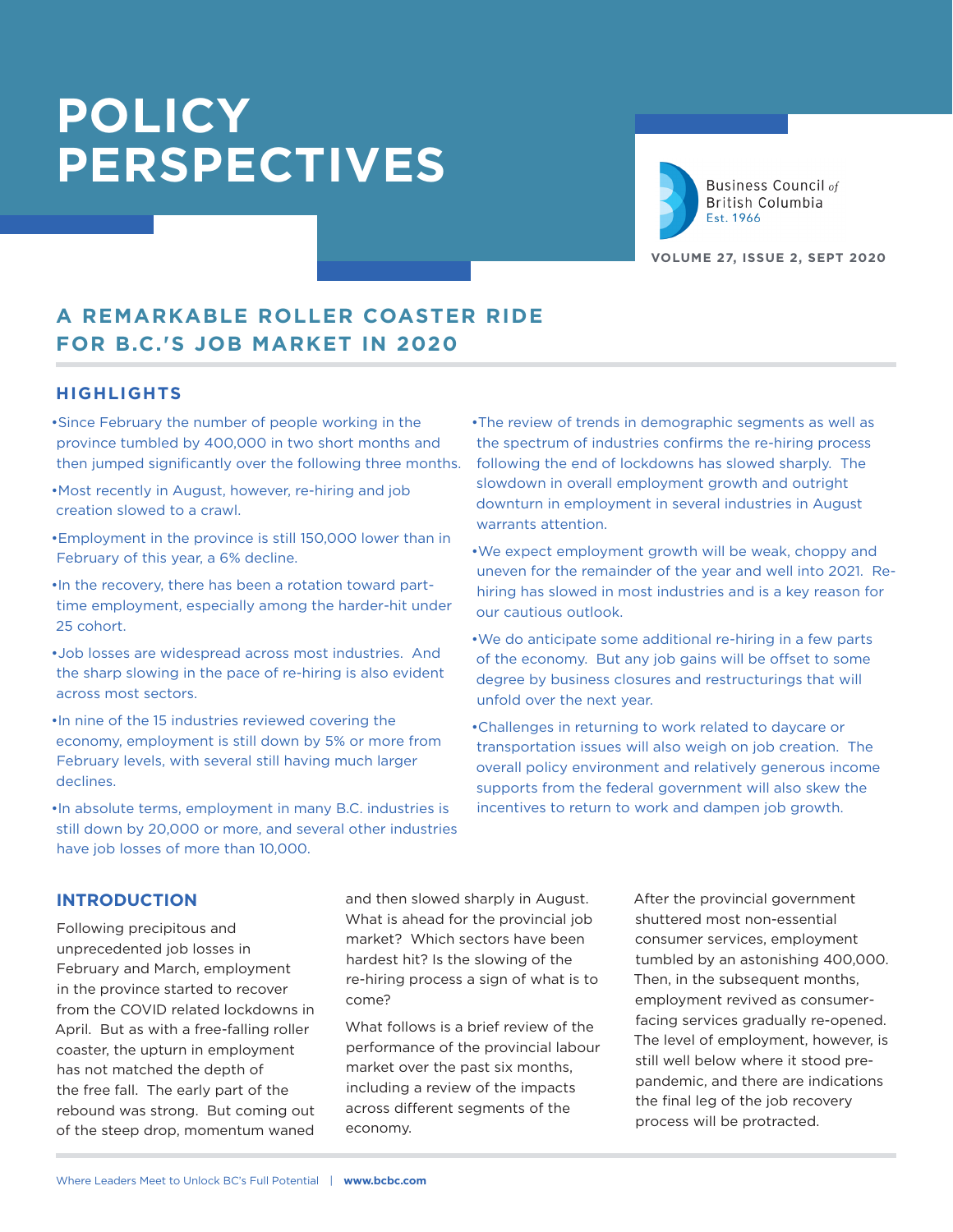# POLICY PERSPECTIVES

Business Council *of* British Columbia
Est. 1966

VOLUME 27, ISSUE 2, SEPT 2020

## A REMARKABLE ROLLER COASTER RIDE FOR B.C.'S JOB MARKET IN 2020

### HIGHLIGHTS

- Since February the number of people working in the province tumbled by 400,000 in two short months and then jumped significantly over the following three months.
- Most recently in August, however, re-hiring and job creation slowed to a crawl.
- Employment in the province is still 150,000 lower than in February of this year, a 6% decline.
- In the recovery, there has been a rotation toward part-time employment, especially among the harder-hit under 25 cohort.
- Job losses are widespread across most industries. And the sharp slowing in the pace of re-hiring is also evident across most sectors.
- In nine of the 15 industries reviewed covering the economy, employment is still down by 5% or more from February levels, with several still having much larger declines.
- In absolute terms, employment in many B.C. industries is still down by 20,000 or more, and several other industries have job losses of more than 10,000.
- The review of trends in demographic segments as well as the spectrum of industries confirms the re-hiring process following the end of lockdowns has slowed sharply. The slowdown in overall employment growth and outright downturn in employment in several industries in August warrants attention.
- We expect employment growth will be weak, choppy and uneven for the remainder of the year and well into 2021. Re-hiring has slowed in most industries and is a key reason for our cautious outlook.
- We do anticipate some additional re-hiring in a few parts of the economy. But any job gains will be offset to some degree by business closures and restructurings that will unfold over the next year.
- Challenges in returning to work related to daycare or transportation issues will also weigh on job creation. The overall policy environment and relatively generous income supports from the federal government will also skew the incentives to return to work and dampen job growth.

### INTRODUCTION

Following precipitous and unprecedented job losses in February and March, employment in the province started to recover from the COVID related lockdowns in April. But as with a free-falling roller coaster, the upturn in employment has not matched the depth of the free fall. The early part of the rebound was strong. But coming out of the steep drop, momentum waned and then slowed sharply in August. What is ahead for the provincial job market? Which sectors have been hardest hit? Is the slowing of the re-hiring process a sign of what is to come?

What follows is a brief review of the performance of the provincial labour market over the past six months, including a review of the impacts across different segments of the economy.

After the provincial government shuttered most non-essential consumer services, employment tumbled by an astonishing 400,000. Then, in the subsequent months, employment revived as consumer-facing services gradually re-opened. The level of employment, however, is still well below where it stood pre-pandemic, and there are indications the final leg of the job recovery process will be protracted.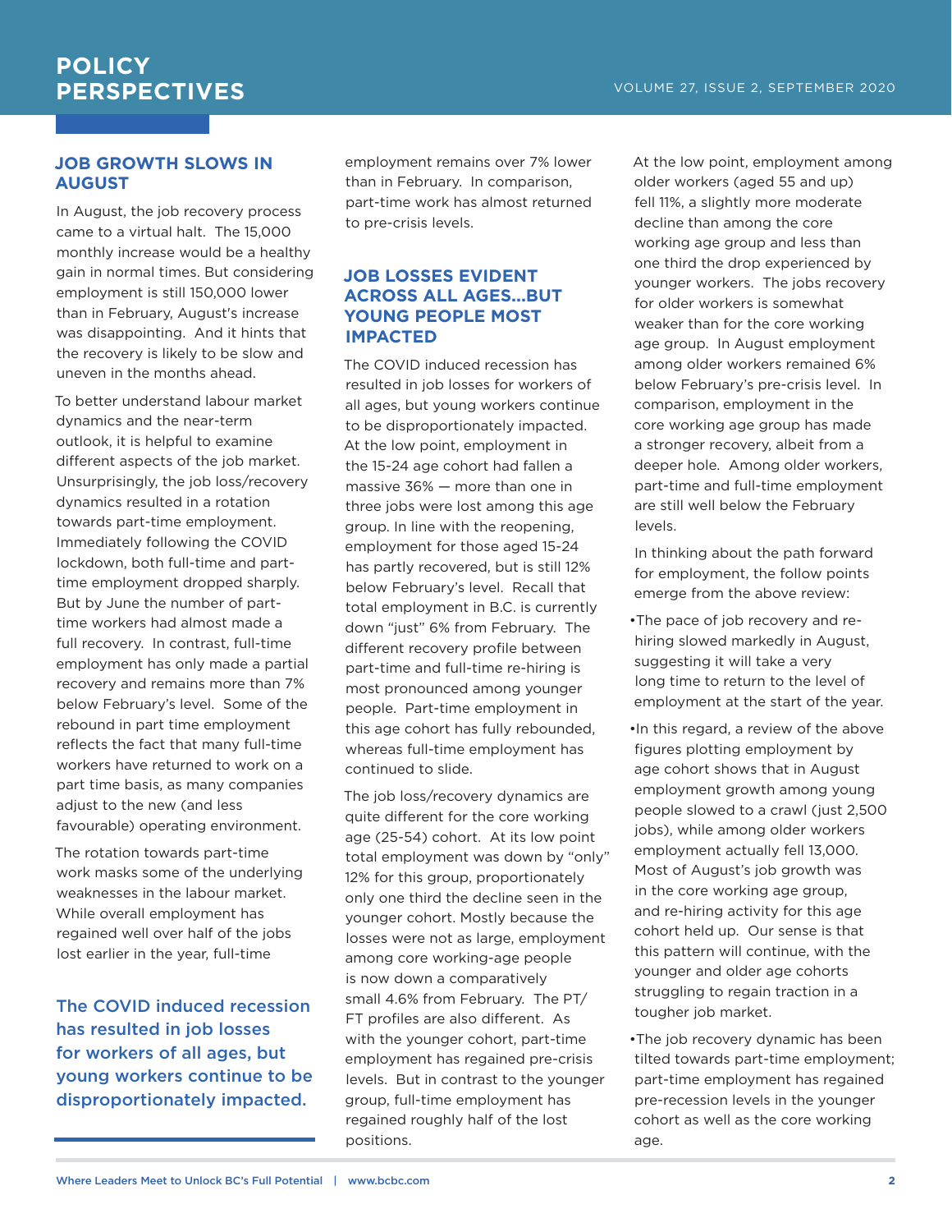## JOB GROWTH SLOWS IN AUGUST

In August, the job recovery process came to a virtual halt. The 15,000 monthly increase would be a healthy gain in normal times. But considering employment is still 150,000 lower than in February, August's increase was disappointing. And it hints that the recovery is likely to be slow and uneven in the months ahead.

To better understand labour market dynamics and the near-term outlook, it is helpful to examine different aspects of the job market. Unsurprisingly, the job loss/recovery dynamics resulted in a rotation towards part-time employment. Immediately following the COVID lockdown, both full-time and part-time employment dropped sharply. But by June the number of part-time workers had almost made a full recovery. In contrast, full-time employment has only made a partial recovery and remains more than 7% below February's level. Some of the rebound in part time employment reflects the fact that many full-time workers have returned to work on a part time basis, as many companies adjust to the new (and less favourable) operating environment.

The rotation towards part-time work masks some of the underlying weaknesses in the labour market. While overall employment has regained well over half of the jobs lost earlier in the year, full-time employment remains over 7% lower than in February. In comparison, part-time work has almost returned to pre-crisis levels.

**The COVID induced recession has resulted in job losses for workers of all ages, but young workers continue to be disproportionately impacted.**

## JOB LOSSES EVIDENT ACROSS ALL AGES...BUT YOUNG PEOPLE MOST IMPACTED

The COVID induced recession has resulted in job losses for workers of all ages, but young workers continue to be disproportionately impacted. At the low point, employment in the 15-24 age cohort had fallen a massive 36% — more than one in three jobs were lost among this age group. In line with the reopening, employment for those aged 15-24 has partly recovered, but is still 12% below February's level. Recall that total employment in B.C. is currently down "just" 6% from February. The different recovery profile between part-time and full-time re-hiring is most pronounced among younger people. Part-time employment in this age cohort has fully rebounded, whereas full-time employment has continued to slide.

The job loss/recovery dynamics are quite different for the core working age (25-54) cohort. At its low point total employment was down by "only" 12% for this group, proportionately only one third the decline seen in the younger cohort. Mostly because the losses were not as large, employment among core working-age people is now down a comparatively small 4.6% from February. The PT/FT profiles are also different. As with the younger cohort, part-time employment has regained pre-crisis levels. But in contrast to the younger group, full-time employment has regained roughly half of the lost positions.

At the low point, employment among older workers (aged 55 and up) fell 11%, a slightly more moderate decline than among the core working age group and less than one third the drop experienced by younger workers. The jobs recovery for older workers is somewhat weaker than for the core working age group. In August employment among older workers remained 6% below February's pre-crisis level. In comparison, employment in the core working age group has made a stronger recovery, albeit from a deeper hole. Among older workers, part-time and full-time employment are still well below the February levels.

In thinking about the path forward for employment, the follow points emerge from the above review:

- The pace of job recovery and re-hiring slowed markedly in August, suggesting it will take a very long time to return to the level of employment at the start of the year.
- In this regard, a review of the above figures plotting employment by age cohort shows that in August employment growth among young people slowed to a crawl (just 2,500 jobs), while among older workers employment actually fell 13,000. Most of August's job growth was in the core working age group, and re-hiring activity for this age cohort held up. Our sense is that this pattern will continue, with the younger and older age cohorts struggling to regain traction in a tougher job market.
- The job recovery dynamic has been tilted towards part-time employment; part-time employment has regained pre-recession levels in the younger cohort as well as the core working age.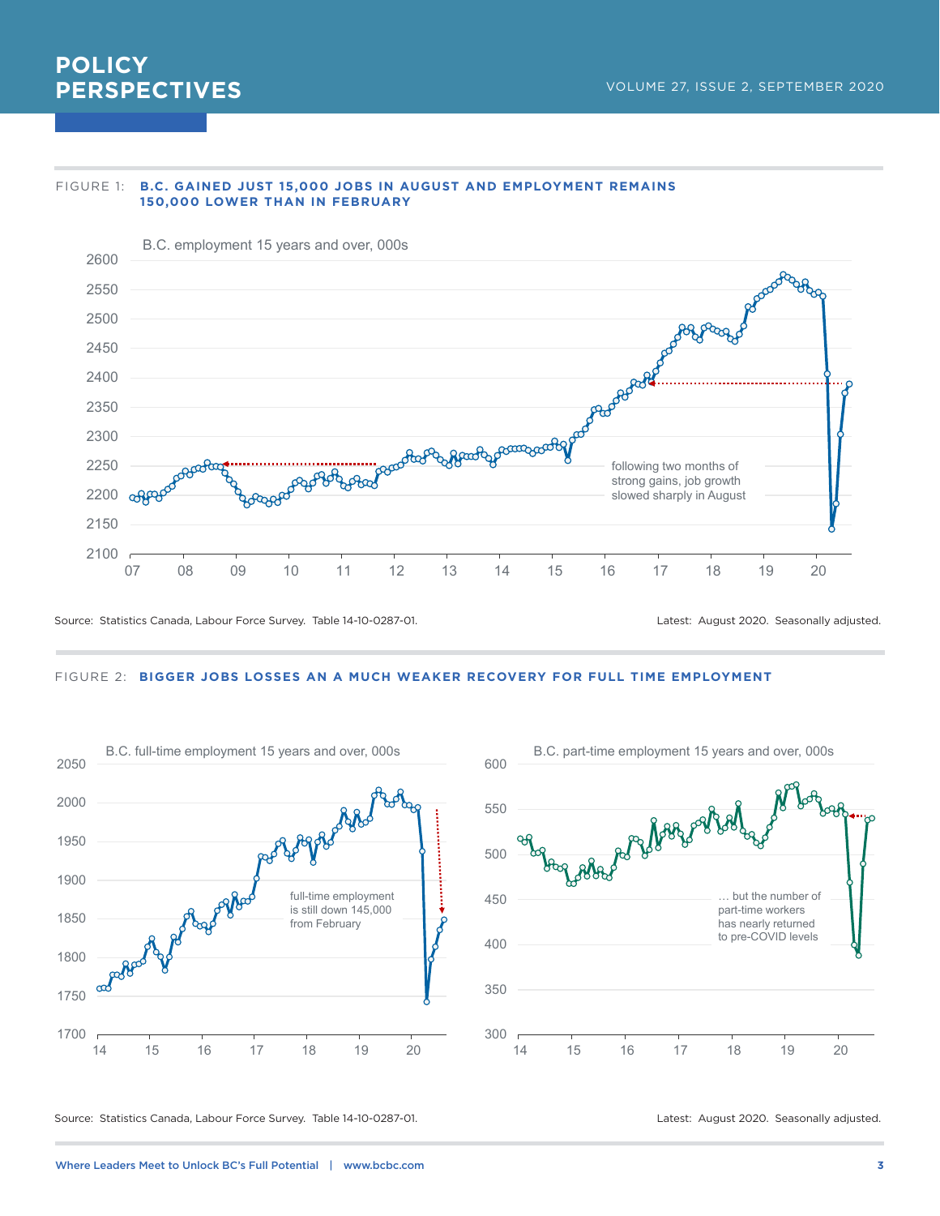FIGURE 1: **B.C. GAINED JUST 15,000 JOBS IN AUGUST AND EMPLOYMENT REMAINS 150,000 LOWER THAN IN FEBRUARY**

B.C. employment 15 years and over, 000s

following two months of strong gains, job growth slowed sharply in August

Source: Statistics Canada, Labour Force Survey. Table 14-10-0287-01.

Latest: August 2020. Seasonally adjusted.

FIGURE 2: **BIGGER JOBS LOSSES AN A MUCH WEAKER RECOVERY FOR FULL TIME EMPLOYMENT**

B.C. full-time employment 15 years and over, 000s

full-time employment is still down 145,000 from February

B.C. part-time employment 15 years and over, 000s

… but the number of part-time workers has nearly returned to pre-COVID levels

Source: Statistics Canada, Labour Force Survey. Table 14-10-0287-01.

Latest: August 2020. Seasonally adjusted.

Where Leaders Meet to Unlock BC's Full Potential | www.bcbc.com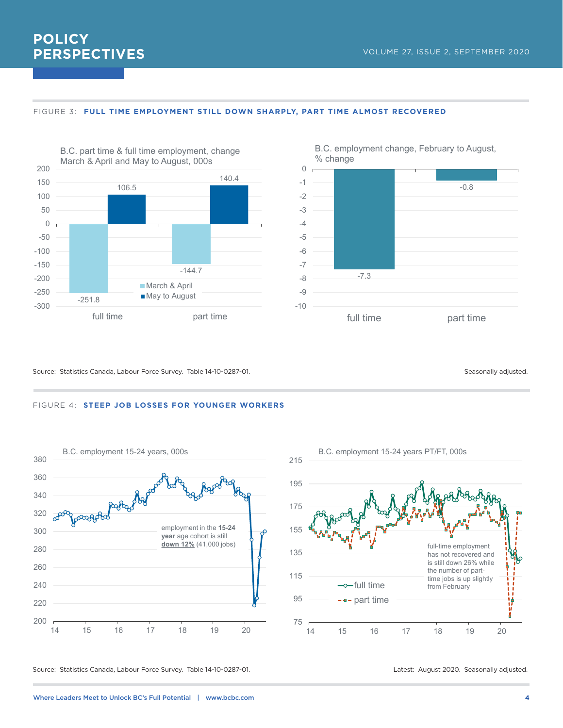FIGURE 3: **FULL TIME EMPLOYMENT STILL DOWN SHARPLY, PART TIME ALMOST RECOVERED**

B.C. part time & full time employment, change March & April and May to August, 000s

| | March & April | May to August |
|---|---|---|
| full time | -251.8 | 106.5 |
| part time | -144.7 | 140.4 |

B.C. employment change, February to August, % change

| | % change |
|---|---|
| full time | -7.3 |
| part time | -0.8 |

Source: Statistics Canada, Labour Force Survey. Table 14-10-0287-01.

Seasonally adjusted.

FIGURE 4: **STEEP JOB LOSSES FOR YOUNGER WORKERS**

B.C. employment 15-24 years, 000s

employment in the **15-24 year** age cohort is still **down 12%** (41,000 jobs)

B.C. employment 15-24 years PT/FT, 000s

full-time employment has not recovered and is still down 26% while the number of part-time jobs is up slightly from February

full time

part time

Source: Statistics Canada, Labour Force Survey. Table 14-10-0287-01.

Latest: August 2020. Seasonally adjusted.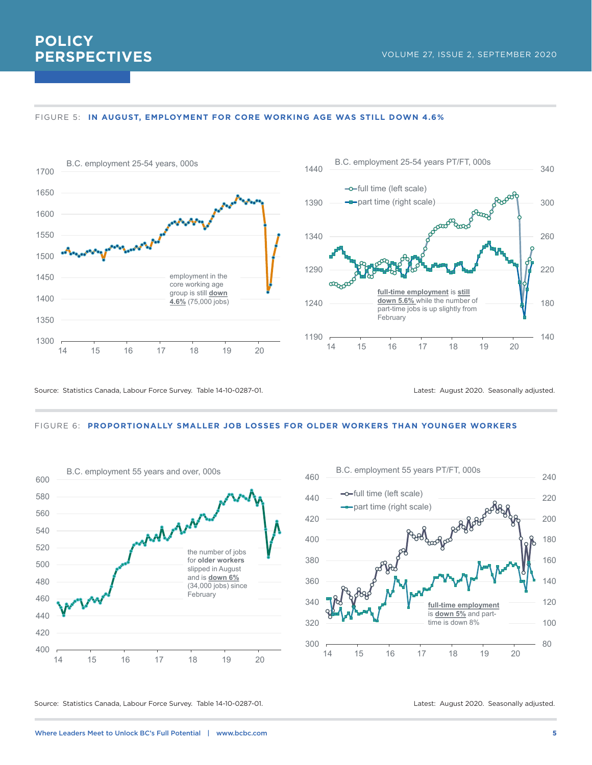FIGURE 5: **IN AUGUST, EMPLOYMENT FOR CORE WORKING AGE WAS STILL DOWN 4.6%**

B.C. employment 25-54 years, 000s

employment in the core working age group is still **down 4.6%** (75,000 jobs)

B.C. employment 25-54 years PT/FT, 000s

full time (left scale)
part time (right scale)

**full-time employment** is **still down 5.6%** while the number of part-time jobs is up slightly from February

Source: Statistics Canada, Labour Force Survey. Table 14-10-0287-01.

Latest: August 2020. Seasonally adjusted.

FIGURE 6: **PROPORTIONALLY SMALLER JOB LOSSES FOR OLDER WORKERS THAN YOUNGER WORKERS**

B.C. employment 55 years and over, 000s

the number of jobs for **older workers** slipped in August and is **down 6%** (34,000 jobs) since February

B.C. employment 55 years PT/FT, 000s

full time (left scale)
part time (right scale)

**full-time employment** is **down 5%** and part-time is down 8%

Source: Statistics Canada, Labour Force Survey. Table 14-10-0287-01.

Latest: August 2020. Seasonally adjusted.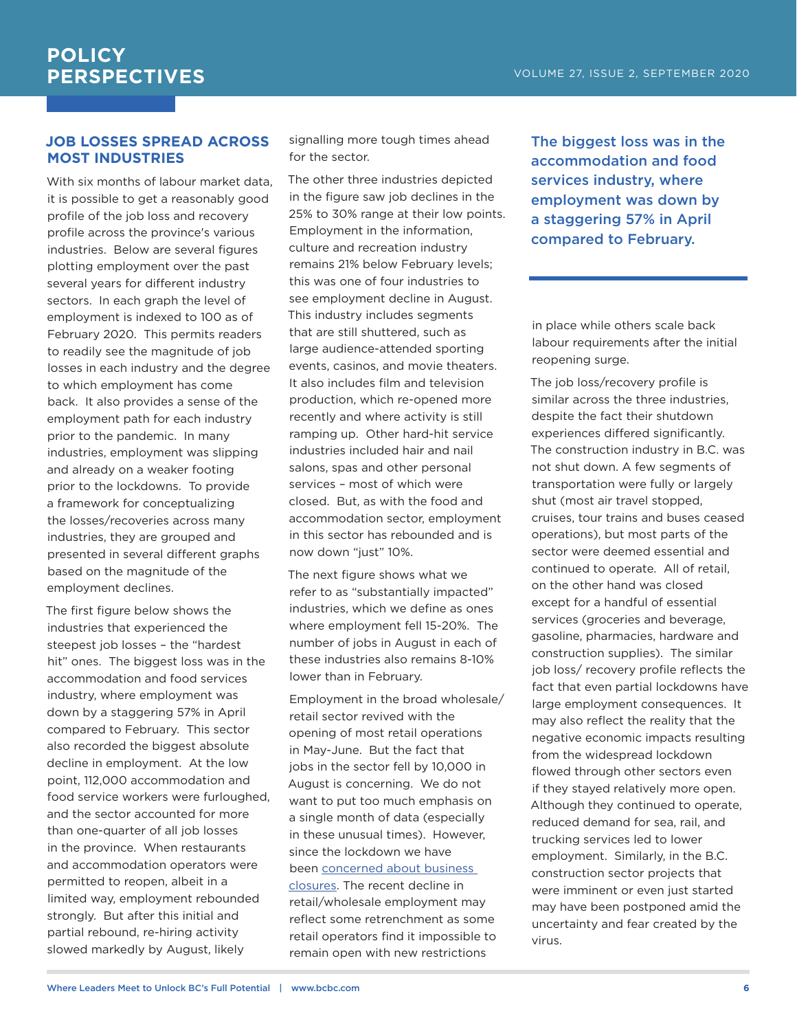## JOB LOSSES SPREAD ACROSS MOST INDUSTRIES

With six months of labour market data, it is possible to get a reasonably good profile of the job loss and recovery profile across the province's various industries. Below are several figures plotting employment over the past several years for different industry sectors. In each graph the level of employment is indexed to 100 as of February 2020. This permits readers to readily see the magnitude of job losses in each industry and the degree to which employment has come back. It also provides a sense of the employment path for each industry prior to the pandemic. In many industries, employment was slipping and already on a weaker footing prior to the lockdowns. To provide a framework for conceptualizing the losses/recoveries across many industries, they are grouped and presented in several different graphs based on the magnitude of the employment declines.

The first figure below shows the industries that experienced the steepest job losses – the "hardest hit" ones. The biggest loss was in the accommodation and food services industry, where employment was down by a staggering 57% in April compared to February. This sector also recorded the biggest absolute decline in employment. At the low point, 112,000 accommodation and food service workers were furloughed, and the sector accounted for more than one-quarter of all job losses in the province. When restaurants and accommodation operators were permitted to reopen, albeit in a limited way, employment rebounded strongly. But after this initial and partial rebound, re-hiring activity slowed markedly by August, likely signalling more tough times ahead for the sector.

The other three industries depicted in the figure saw job declines in the 25% to 30% range at their low points. Employment in the information, culture and recreation industry remains 21% below February levels; this was one of four industries to see employment decline in August. This industry includes segments that are still shuttered, such as large audience-attended sporting events, casinos, and movie theaters. It also includes film and television production, which re-opened more recently and where activity is still ramping up. Other hard-hit service industries included hair and nail salons, spas and other personal services – most of which were closed. But, as with the food and accommodation sector, employment in this sector has rebounded and is now down "just" 10%.

The next figure shows what we refer to as "substantially impacted" industries, which we define as ones where employment fell 15-20%. The number of jobs in August in each of these industries also remains 8-10% lower than in February.

Employment in the broad wholesale/retail sector revived with the opening of most retail operations in May-June. But the fact that jobs in the sector fell by 10,000 in August is concerning. We do not want to put too much emphasis on a single month of data (especially in these unusual times). However, since the lockdown we have been [concerned about business closures](). The recent decline in retail/wholesale employment may reflect some retrenchment as some retail operators find it impossible to remain open with new restrictions in place while others scale back labour requirements after the initial reopening surge.

> **The biggest loss was in the accommodation and food services industry, where employment was down by a staggering 57% in April compared to February.**

The job loss/recovery profile is similar across the three industries, despite the fact their shutdown experiences differed significantly. The construction industry in B.C. was not shut down. A few segments of transportation were fully or largely shut (most air travel stopped, cruises, tour trains and buses ceased operations), but most parts of the sector were deemed essential and continued to operate. All of retail, on the other hand was closed except for a handful of essential services (groceries and beverage, gasoline, pharmacies, hardware and construction supplies). The similar job loss/ recovery profile reflects the fact that even partial lockdowns have large employment consequences. It may also reflect the reality that the negative economic impacts resulting from the widespread lockdown flowed through other sectors even if they stayed relatively more open. Although they continued to operate, reduced demand for sea, rail, and trucking services led to lower employment. Similarly, in the B.C. construction sector projects that were imminent or even just started may have been postponed amid the uncertainty and fear created by the virus.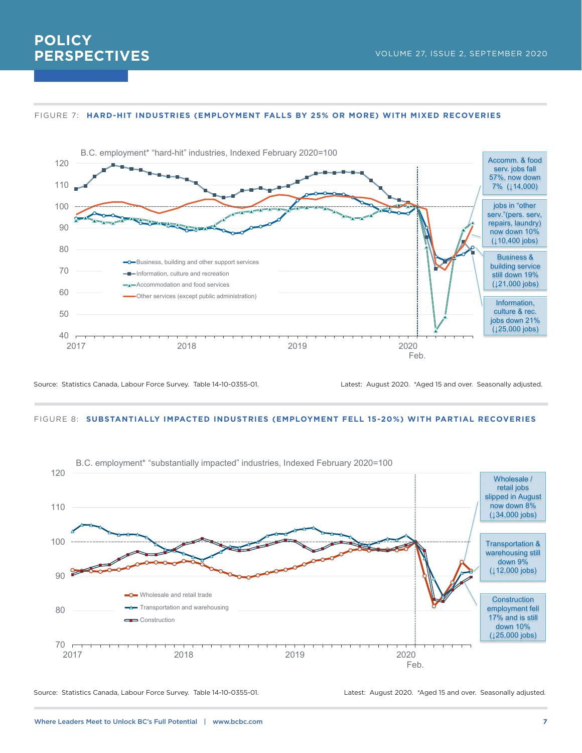FIGURE 7: **HARD-HIT INDUSTRIES (EMPLOYMENT FALLS BY 25% OR MORE) WITH MIXED RECOVERIES**

B.C. employment* "hard-hit" industries, Indexed February 2020=100

- Business, building and other support services
- Information, culture and recreation
- Accommodation and food services
- Other services (except public administration)

Accomm. & food serv. jobs fall 57%, now down 7% (↓14,000)

jobs in "other serv."(pers. serv, repairs, laundry) now down 10% (↓10,400 jobs)

Business & building service still down 19% (↓21,000 jobs)

Information, culture & rec. jobs down 21% (↓25,000 jobs)

Source: Statistics Canada, Labour Force Survey. Table 14-10-0355-01.

Latest: August 2020. *Aged 15 and over. Seasonally adjusted.

FIGURE 8: **SUBSTANTIALLY IMPACTED INDUSTRIES (EMPLOYMENT FELL 15-20%) WITH PARTIAL RECOVERIES**

B.C. employment* "substantially impacted" industries, Indexed February 2020=100

- Wholesale and retail trade
- Transportation and warehousing
- Construction

Wholesale / retail jobs slipped in August now down 8% (↓34,000 jobs)

Transportation & warehousing still down 9% (↓12,000 jobs)

Construction employment fell 17% and is still down 10% (↓25,000 jobs)

Source: Statistics Canada, Labour Force Survey. Table 14-10-0355-01.

Latest: August 2020. *Aged 15 and over. Seasonally adjusted.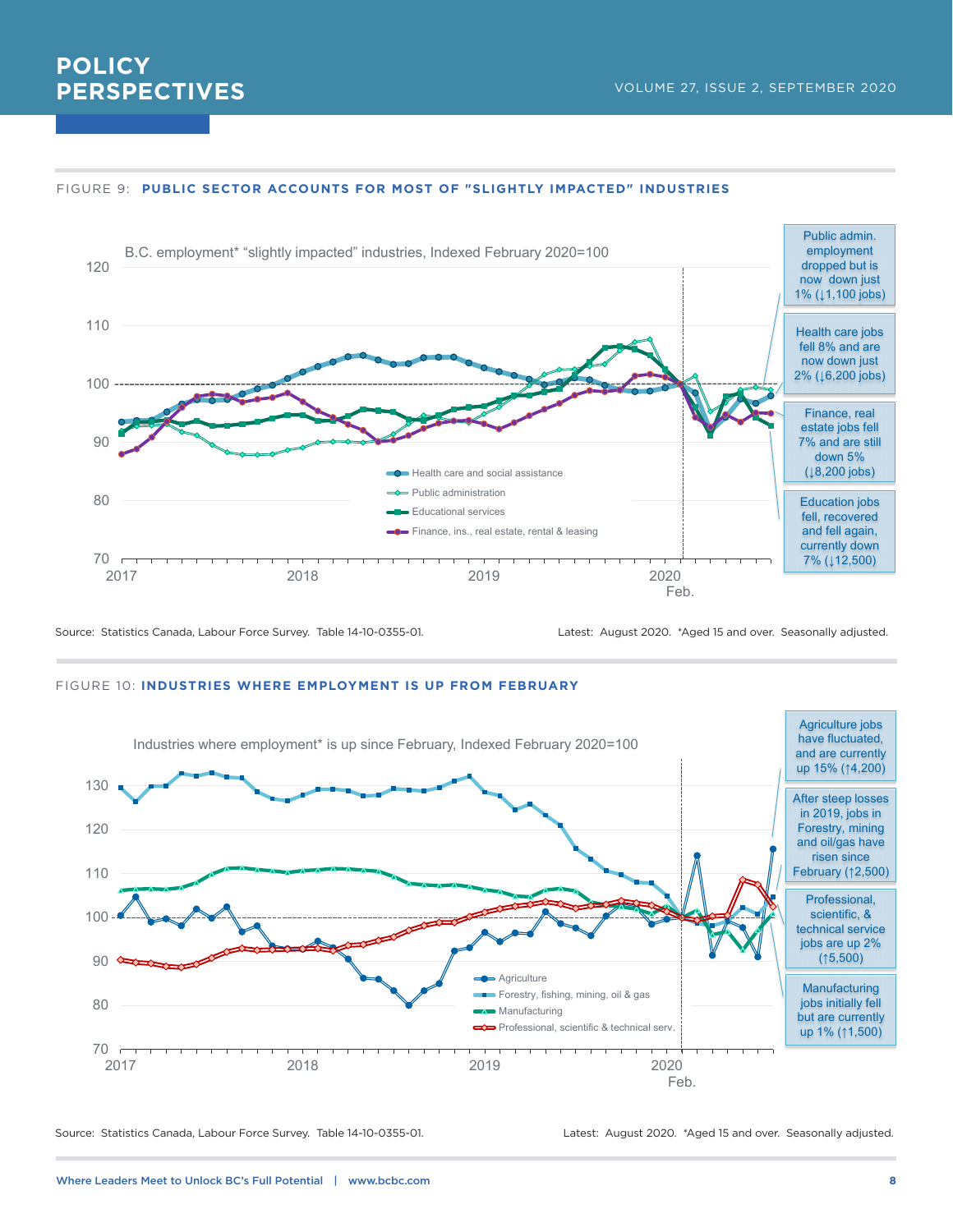FIGURE 9: **PUBLIC SECTOR ACCOUNTS FOR MOST OF "SLIGHTLY IMPACTED" INDUSTRIES**

B.C. employment* "slightly impacted" industries, Indexed February 2020=100

- Health care and social assistance
- Public administration
- Educational services
- Finance, ins., real estate, rental & leasing

Public admin. employment dropped but is now down just 1% (↓1,100 jobs)

Health care jobs fell 8% and are now down just 2% (↓6,200 jobs)

Finance, real estate jobs fell 7% and are still down 5% (↓8,200 jobs)

Education jobs fell, recovered and fell again, currently down 7% (↓12,500)

Source: Statistics Canada, Labour Force Survey. Table 14-10-0355-01.

Latest: August 2020. *Aged 15 and over. Seasonally adjusted.

FIGURE 10: **INDUSTRIES WHERE EMPLOYMENT IS UP FROM FEBRUARY**

Industries where employment* is up since February, Indexed February 2020=100

- Agriculture
- Forestry, fishing, mining, oil & gas
- Manufacturing
- Professional, scientific & technical serv.

Agriculture jobs have fluctuated, and are currently up 15% (↑4,200)

After steep losses in 2019, jobs in Forestry, mining and oil/gas have risen since February (↑2,500)

Professional, scientific, & technical service jobs are up 2% (↑5,500)

Manufacturing jobs initially fell but are currently up 1% (↑1,500)

Source: Statistics Canada, Labour Force Survey. Table 14-10-0355-01.

Latest: August 2020. *Aged 15 and over. Seasonally adjusted.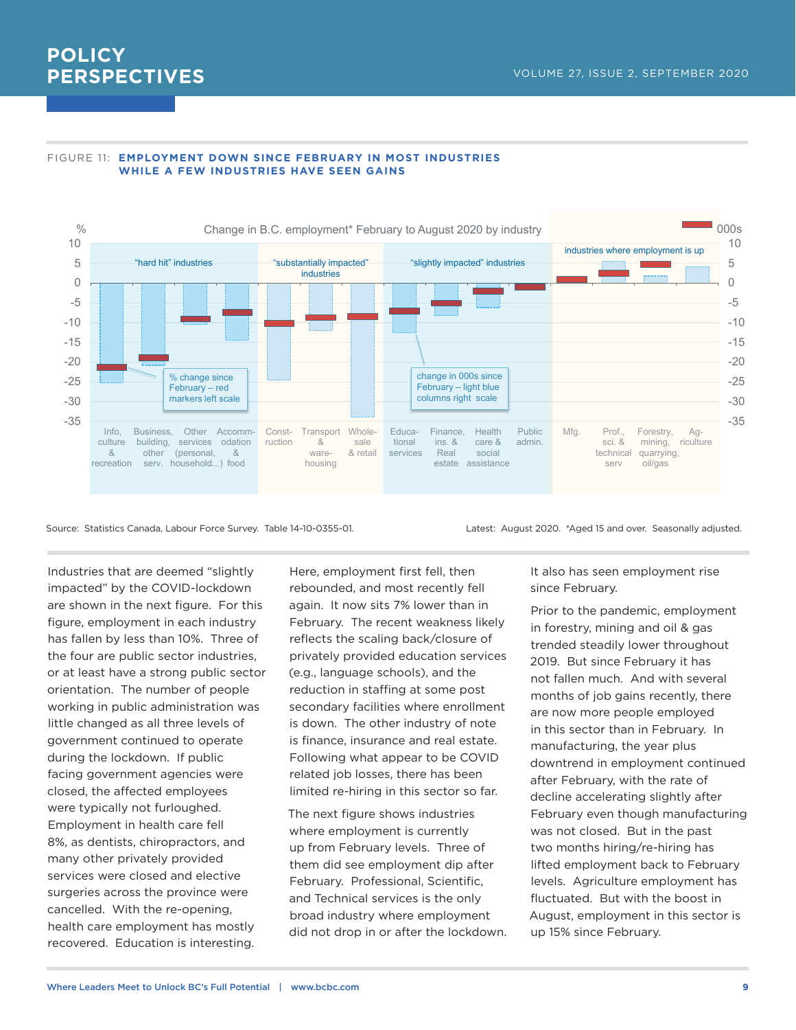FIGURE 11: **EMPLOYMENT DOWN SINCE FEBRUARY IN MOST INDUSTRIES WHILE A FEW INDUSTRIES HAVE SEEN GAINS**

Change in B.C. employment* February to August 2020 by industry

Source: Statistics Canada, Labour Force Survey. Table 14-10-0355-01.

Latest: August 2020. *Aged 15 and over. Seasonally adjusted.

Industries that are deemed "slightly impacted" by the COVID-lockdown are shown in the next figure. For this figure, employment in each industry has fallen by less than 10%. Three of the four are public sector industries, or at least have a strong public sector orientation. The number of people working in public administration was little changed as all three levels of government continued to operate during the lockdown. If public facing government agencies were closed, the affected employees were typically not furloughed. Employment in health care fell 8%, as dentists, chiropractors, and many other privately provided services were closed and elective surgeries across the province were cancelled. With the re-opening, health care employment has mostly recovered. Education is interesting. Here, employment first fell, then rebounded, and most recently fell again. It now sits 7% lower than in February. The recent weakness likely reflects the scaling back/closure of privately provided education services (e.g., language schools), and the reduction in staffing at some post secondary facilities where enrollment is down. The other industry of note is finance, insurance and real estate. Following what appear to be COVID related job losses, there has been limited re-hiring in this sector so far.

The next figure shows industries where employment is currently up from February levels. Three of them did see employment dip after February. Professional, Scientific, and Technical services is the only broad industry where employment did not drop in or after the lockdown. It also has seen employment rise since February.

Prior to the pandemic, employment in forestry, mining and oil & gas trended steadily lower throughout 2019. But since February it has not fallen much. And with several months of job gains recently, there are now more people employed in this sector than in February. In manufacturing, the year plus downtrend in employment continued after February, with the rate of decline accelerating slightly after February even though manufacturing was not closed. But in the past two months hiring/re-hiring has lifted employment back to February levels. Agriculture employment has fluctuated. But with the boost in August, employment in this sector is up 15% since February.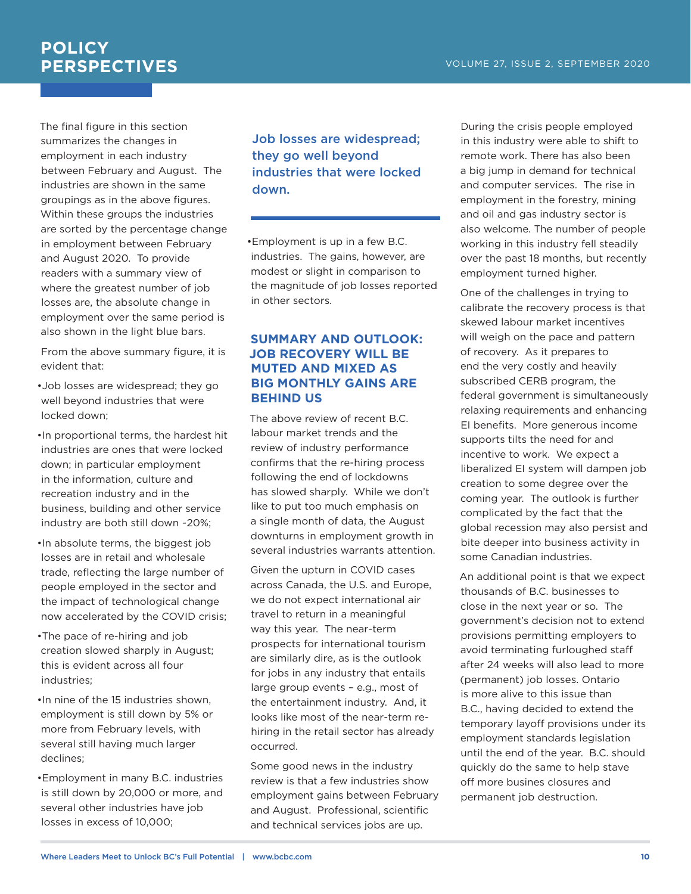The final figure in this section summarizes the changes in employment in each industry between February and August. The industries are shown in the same groupings as in the above figures. Within these groups the industries are sorted by the percentage change in employment between February and August 2020. To provide readers with a summary view of where the greatest number of job losses are, the absolute change in employment over the same period is also shown in the light blue bars.

From the above summary figure, it is evident that:

- Job losses are widespread; they go well beyond industries that were locked down;
- In proportional terms, the hardest hit industries are ones that were locked down; in particular employment in the information, culture and recreation industry and in the business, building and other service industry are both still down ~20%;
- In absolute terms, the biggest job losses are in retail and wholesale trade, reflecting the large number of people employed in the sector and the impact of technological change now accelerated by the COVID crisis;
- The pace of re-hiring and job creation slowed sharply in August; this is evident across all four industries;
- In nine of the 15 industries shown, employment is still down by 5% or more from February levels, with several still having much larger declines;
- Employment in many B.C. industries is still down by 20,000 or more, and several other industries have job losses in excess of 10,000;

> Job losses are widespread; they go well beyond industries that were locked down.

- Employment is up in a few B.C. industries. The gains, however, are modest or slight in comparison to the magnitude of job losses reported in other sectors.

## SUMMARY AND OUTLOOK: JOB RECOVERY WILL BE MUTED AND MIXED AS BIG MONTHLY GAINS ARE BEHIND US

The above review of recent B.C. labour market trends and the review of industry performance confirms that the re-hiring process following the end of lockdowns has slowed sharply. While we don't like to put too much emphasis on a single month of data, the August downturns in employment growth in several industries warrants attention.

Given the upturn in COVID cases across Canada, the U.S. and Europe, we do not expect international air travel to return in a meaningful way this year. The near-term prospects for international tourism are similarly dire, as is the outlook for jobs in any industry that entails large group events – e.g., most of the entertainment industry. And, it looks like most of the near-term re-hiring in the retail sector has already occurred.

Some good news in the industry review is that a few industries show employment gains between February and August. Professional, scientific and technical services jobs are up. During the crisis people employed in this industry were able to shift to remote work. There has also been a big jump in demand for technical and computer services. The rise in employment in the forestry, mining and oil and gas industry sector is also welcome. The number of people working in this industry fell steadily over the past 18 months, but recently employment turned higher.

One of the challenges in trying to calibrate the recovery process is that skewed labour market incentives will weigh on the pace and pattern of recovery. As it prepares to end the very costly and heavily subscribed CERB program, the federal government is simultaneously relaxing requirements and enhancing EI benefits. More generous income supports tilts the need for and incentive to work. We expect a liberalized EI system will dampen job creation to some degree over the coming year. The outlook is further complicated by the fact that the global recession may also persist and bite deeper into business activity in some Canadian industries.

An additional point is that we expect thousands of B.C. businesses to close in the next year or so. The government's decision not to extend provisions permitting employers to avoid terminating furloughed staff after 24 weeks will also lead to more (permanent) job losses. Ontario is more alive to this issue than B.C., having decided to extend the temporary layoff provisions under its employment standards legislation until the end of the year. B.C. should quickly do the same to help stave off more busines closures and permanent job destruction.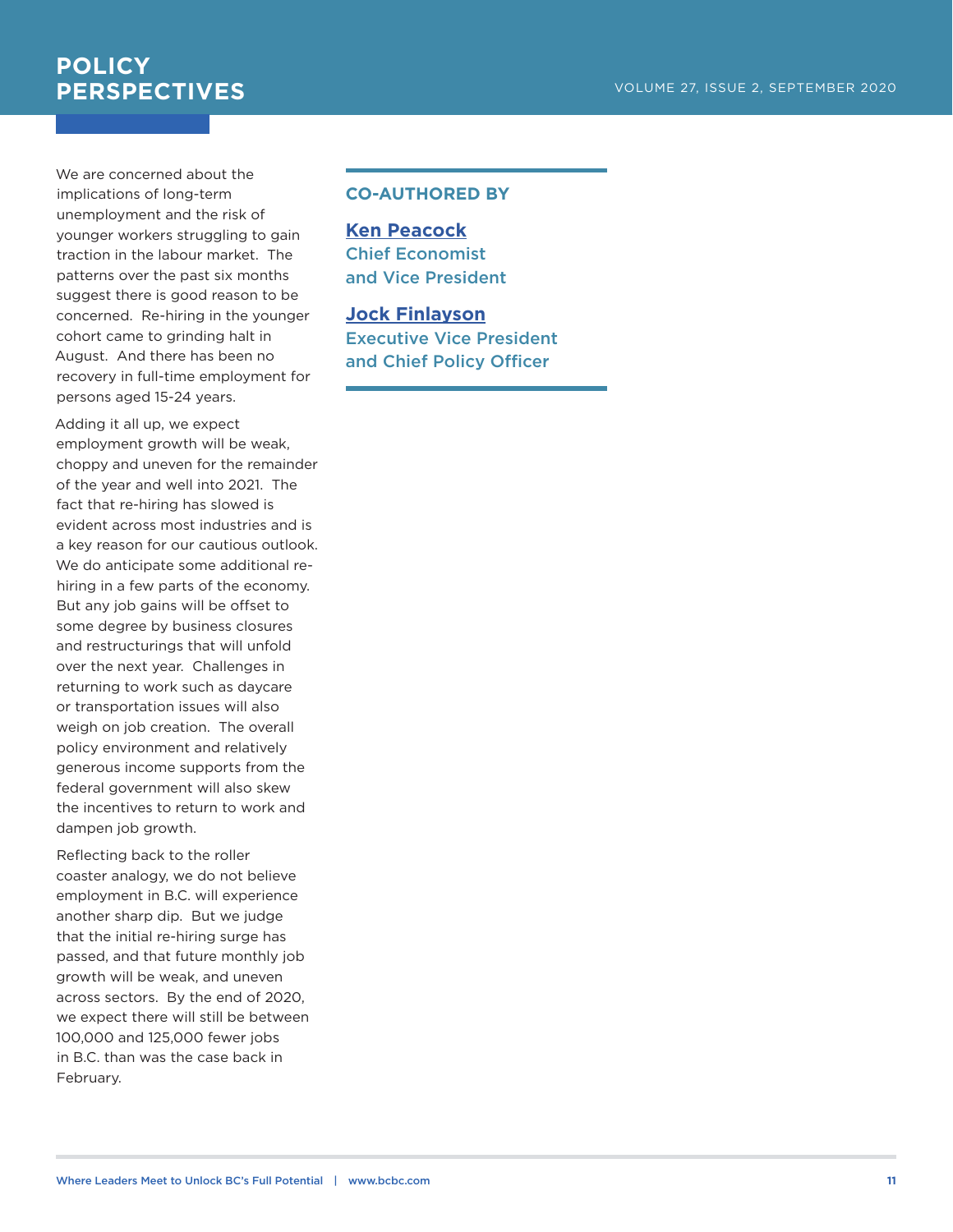We are concerned about the implications of long-term unemployment and the risk of younger workers struggling to gain traction in the labour market. The patterns over the past six months suggest there is good reason to be concerned. Re-hiring in the younger cohort came to grinding halt in August. And there has been no recovery in full-time employment for persons aged 15-24 years.

Adding it all up, we expect employment growth will be weak, choppy and uneven for the remainder of the year and well into 2021. The fact that re-hiring has slowed is evident across most industries and is a key reason for our cautious outlook. We do anticipate some additional re-hiring in a few parts of the economy. But any job gains will be offset to some degree by business closures and restructurings that will unfold over the next year. Challenges in returning to work such as daycare or transportation issues will also weigh on job creation. The overall policy environment and relatively generous income supports from the federal government will also skew the incentives to return to work and dampen job growth.

Reflecting back to the roller coaster analogy, we do not believe employment in B.C. will experience another sharp dip. But we judge that the initial re-hiring surge has passed, and that future monthly job growth will be weak, and uneven across sectors. By the end of 2020, we expect there will still be between 100,000 and 125,000 fewer jobs in B.C. than was the case back in February.

### CO-AUTHORED BY

**Ken Peacock**
Chief Economist
and Vice President

**Jock Finlayson**
Executive Vice President
and Chief Policy Officer